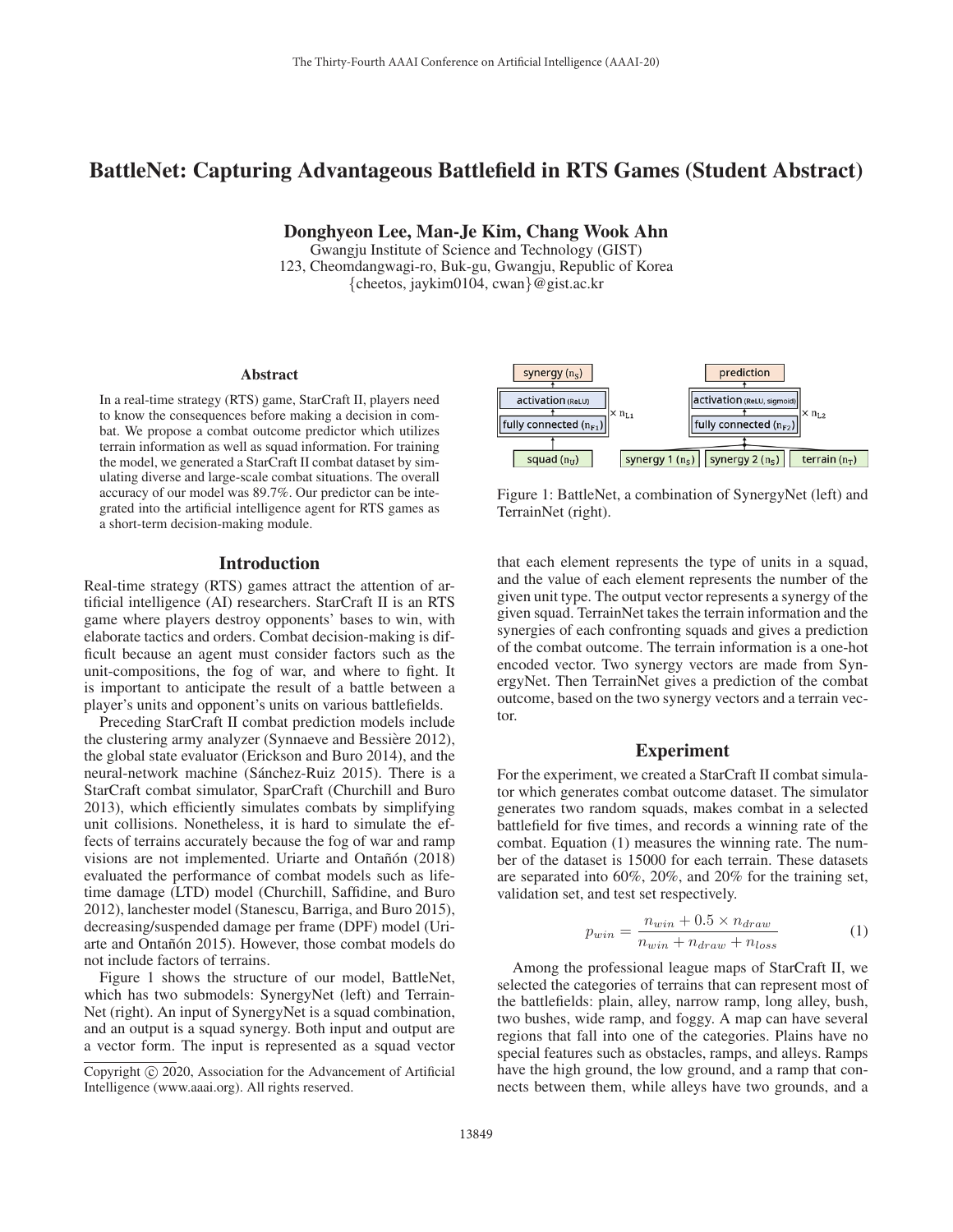# BattleNet: Capturing Advantageous Battlefield in RTS Games (Student Abstract)

**Donghyeon Lee, Man-Je Kim, Chang Wook Ahn**

Gwangju Institute of Science and Technology (GIST)
123, Cheomdangwagi-ro, Buk-gu, Gwangju, Republic of Korea
{cheetos, jaykim0104, cwan}@gist.ac.kr

## Abstract

In a real-time strategy (RTS) game, StarCraft II, players need to know the consequences before making a decision in combat. We propose a combat outcome predictor which utilizes terrain information as well as squad information. For training the model, we generated a StarCraft II combat dataset by simulating diverse and large-scale combat situations. The overall accuracy of our model was 89.7%. Our predictor can be integrated into the artificial intelligence agent for RTS games as a short-term decision-making module.

## Introduction

Real-time strategy (RTS) games attract the attention of artificial intelligence (AI) researchers. StarCraft II is an RTS game where players destroy opponents' bases to win, with elaborate tactics and orders. Combat decision-making is difficult because an agent must consider factors such as the unit-compositions, the fog of war, and where to fight. It is important to anticipate the result of a battle between a player's units and opponent's units on various battlefields.

Preceding StarCraft II combat prediction models include the clustering army analyzer (Synnaeve and Bessière 2012), the global state evaluator (Erickson and Buro 2014), and the neural-network machine (Sánchez-Ruiz 2015). There is a StarCraft combat simulator, SparCraft (Churchill and Buro 2013), which efficiently simulates combats by simplifying unit collisions. Nonetheless, it is hard to simulate the effects of terrains accurately because the fog of war and ramp visions are not implemented. Uriarte and Ontañón (2018) evaluated the performance of combat models such as lifetime damage (LTD) model (Churchill, Saffidine, and Buro 2012), lanchester model (Stanescu, Barriga, and Buro 2015), decreasing/suspended damage per frame (DPF) model (Uriarte and Ontañón 2015). However, those combat models do not include factors of terrains.

Figure 1 shows the structure of our model, BattleNet, which has two submodels: SynergyNet (left) and TerrainNet (right). An input of SynergyNet is a squad combination, and an output is a squad synergy. Both input and output are a vector form. The input is represented as a squad vector that each element represents the type of units in a squad, and the value of each element represents the number of the given unit type. The output vector represents a synergy of the given squad. TerrainNet takes the terrain information and the synergies of each confronting squads and gives a prediction of the combat outcome. The terrain information is a one-hot encoded vector. Two synergy vectors are made from SynergyNet. Then TerrainNet gives a prediction of the combat outcome, based on the two synergy vectors and a terrain vector.

Figure 1: BattleNet, a combination of SynergyNet (left) and TerrainNet (right).

## Experiment

For the experiment, we created a StarCraft II combat simulator which generates combat outcome dataset. The simulator generates two random squads, makes combat in a selected battlefield for five times, and records a winning rate of the combat. Equation (1) measures the winning rate. The number of the dataset is 15000 for each terrain. These datasets are separated into 60%, 20%, and 20% for the training set, validation set, and test set respectively.

$$p_{win} = \frac{n_{win} + 0.5 \times n_{draw}}{n_{win} + n_{draw} + n_{loss}} \quad (1)$$

Among the professional league maps of StarCraft II, we selected the categories of terrains that can represent most of the battlefields: plain, alley, narrow ramp, long alley, bush, two bushes, wide ramp, and foggy. A map can have several regions that fall into one of the categories. Plains have no special features such as obstacles, ramps, and alleys. Ramps have the high ground, the low ground, and a ramp that connects between them, while alleys have two grounds, and a

Copyright © 2020, Association for the Advancement of Artificial Intelligence (www.aaai.org). All rights reserved.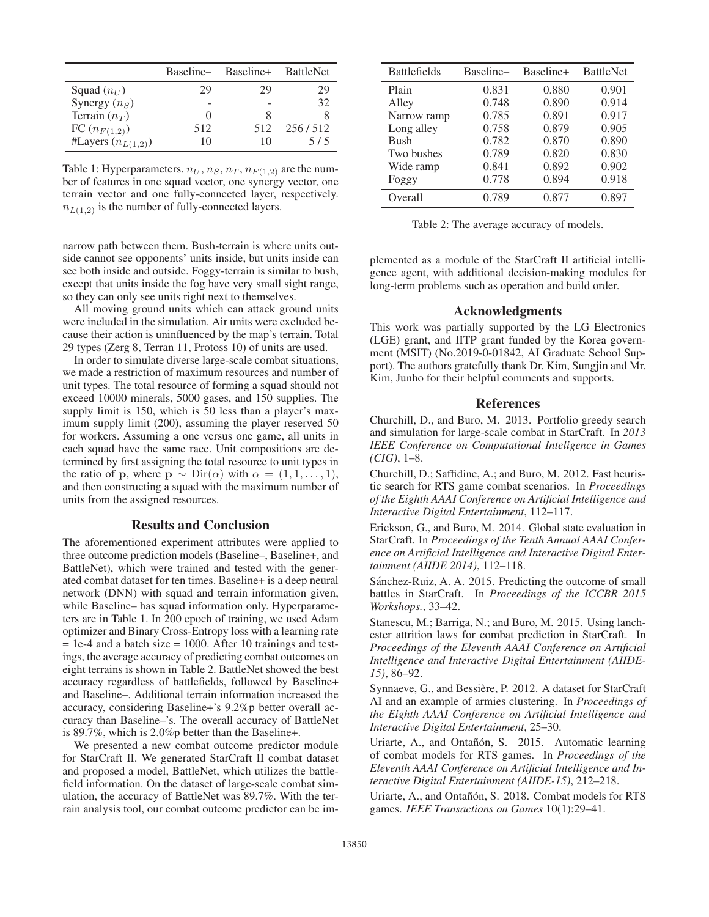| | Baseline– | Baseline+ | BattleNet |
|---|---|---|---|
| Squad ($n_U$) | 29 | 29 | 29 |
| Synergy ($n_S$) | - | - | 32 |
| Terrain ($n_T$) | 0 | 8 | 8 |
| FC ($n_{F(1,2)}$) | 512 | 512 | 256 / 512 |
| #Layers ($n_{L(1,2)}$) | 10 | 10 | 5 / 5 |

Table 1: Hyperparameters. $n_U, n_S, n_T, n_{F(1,2)}$ are the number of features in one squad vector, one synergy vector, one terrain vector and one fully-connected layer, respectively. $n_{L(1,2)}$ is the number of fully-connected layers.

narrow path between them. Bush-terrain is where units outside cannot see opponents' units inside, but units inside can see both inside and outside. Foggy-terrain is similar to bush, except that units inside the fog have very small sight range, so they can only see units right next to themselves.

All moving ground units which can attack ground units were included in the simulation. Air units were excluded because their action is uninfluenced by the map's terrain. Total 29 types (Zerg 8, Terran 11, Protoss 10) of units are used.

In order to simulate diverse large-scale combat situations, we made a restriction of maximum resources and number of unit types. The total resource of forming a squad should not exceed 10000 minerals, 5000 gases, and 150 supplies. The supply limit is 150, which is 50 less than a player's maximum supply limit (200), assuming the player reserved 50 for workers. Assuming a one versus one game, all units in each squad have the same race. Unit compositions are determined by first assigning the total resource to unit types in the ratio of $\mathbf{p}$, where $\mathbf{p} \sim \mathrm{Dir}(\alpha)$ with $\alpha = (1, 1, \ldots, 1)$, and then constructing a squad with the maximum number of units from the assigned resources.

## Results and Conclusion

The aforementioned experiment attributes were applied to three outcome prediction models (Baseline–, Baseline+, and BattleNet), which were trained and tested with the generated combat dataset for ten times. Baseline+ is a deep neural network (DNN) with squad and terrain information given, while Baseline– has squad information only. Hyperparameters are in Table 1. In 200 epoch of training, we used Adam optimizer and Binary Cross-Entropy loss with a learning rate = 1e-4 and a batch size = 1000. After 10 trainings and testings, the average accuracy of predicting combat outcomes on eight terrains is shown in Table 2. BattleNet showed the best accuracy regardless of battlefields, followed by Baseline+ and Baseline–. Additional terrain information increased the accuracy, considering Baseline+'s 9.2%p better overall accuracy than Baseline–'s. The overall accuracy of BattleNet is 89.7%, which is 2.0%p better than the Baseline+.

We presented a new combat outcome predictor module for StarCraft II. We generated StarCraft II combat dataset and proposed a model, BattleNet, which utilizes the battlefield information. On the dataset of large-scale combat simulation, the accuracy of BattleNet was 89.7%. With the terrain analysis tool, our combat outcome predictor can be implemented as a module of the StarCraft II artificial intelligence agent, with additional decision-making modules for long-term problems such as operation and build order.

| Battlefields | Baseline– | Baseline+ | BattleNet |
|---|---|---|---|
| Plain | 0.831 | 0.880 | 0.901 |
| Alley | 0.748 | 0.890 | 0.914 |
| Narrow ramp | 0.785 | 0.891 | 0.917 |
| Long alley | 0.758 | 0.879 | 0.905 |
| Bush | 0.782 | 0.870 | 0.890 |
| Two bushes | 0.789 | 0.820 | 0.830 |
| Wide ramp | 0.841 | 0.892 | 0.902 |
| Foggy | 0.778 | 0.894 | 0.918 |
| Overall | 0.789 | 0.877 | 0.897 |

Table 2: The average accuracy of models.

## Acknowledgments

This work was partially supported by the LG Electronics (LGE) grant, and IITP grant funded by the Korea government (MSIT) (No.2019-0-01842, AI Graduate School Support). The authors gratefully thank Dr. Kim, Sungjin and Mr. Kim, Junho for their helpful comments and supports.

## References

Churchill, D., and Buro, M. 2013. Portfolio greedy search and simulation for large-scale combat in StarCraft. In *2013 IEEE Conference on Computational Inteligence in Games (CIG)*, 1–8.

Churchill, D.; Saffidine, A.; and Buro, M. 2012. Fast heuristic search for RTS game combat scenarios. In *Proceedings of the Eighth AAAI Conference on Artificial Intelligence and Interactive Digital Entertainment*, 112–117.

Erickson, G., and Buro, M. 2014. Global state evaluation in StarCraft. In *Proceedings of the Tenth Annual AAAI Conference on Artificial Intelligence and Interactive Digital Entertainment (AIIDE 2014)*, 112–118.

Sánchez-Ruiz, A. A. 2015. Predicting the outcome of small battles in StarCraft. In *Proceedings of the ICCBR 2015 Workshops.*, 33–42.

Stanescu, M.; Barriga, N.; and Buro, M. 2015. Using lanchester attrition laws for combat prediction in StarCraft. In *Proceedings of the Eleventh AAAI Conference on Artificial Intelligence and Interactive Digital Entertainment (AIIDE-15)*, 86–92.

Synnaeve, G., and Bessière, P. 2012. A dataset for StarCraft AI and an example of armies clustering. In *Proceedings of the Eighth AAAI Conference on Artificial Intelligence and Interactive Digital Entertainment*, 25–30.

Uriarte, A., and Ontañón, S. 2015. Automatic learning of combat models for RTS games. In *Proceedings of the Eleventh AAAI Conference on Artificial Intelligence and Interactive Digital Entertainment (AIIDE-15)*, 212–218.

Uriarte, A., and Ontañón, S. 2018. Combat models for RTS games. *IEEE Transactions on Games* 10(1):29–41.